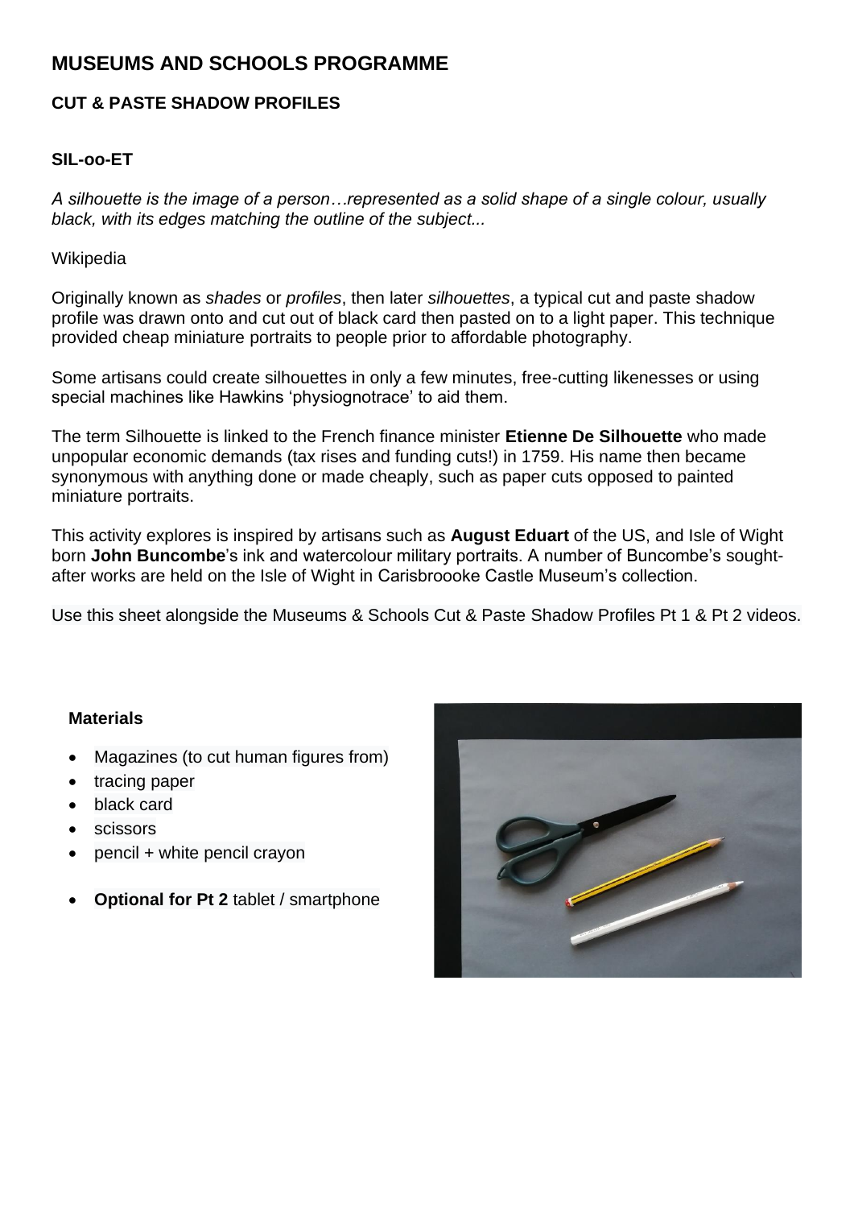# MUSEUMS AND SCHOOLS PROGRAMME

## CUT & PASTE SHADOW PROFILES

### SIL-oo-ET

*A silhouette is the image of a person…represented as a solid shape of a single colour, usually black, with its edges matching the outline of the subject...*

Wikipedia

Originally known as *shades* or *profiles*, then later *silhouettes*, a typical cut and paste shadow profile was drawn onto and cut out of black card then pasted on to a light paper. This technique provided cheap miniature portraits to people prior to affordable photography.

Some artisans could create silhouettes in only a few minutes, free-cutting likenesses or using special machines like Hawkins 'physiognotrace' to aid them.

The term Silhouette is linked to the French finance minister **Etienne De Silhouette** who made unpopular economic demands (tax rises and funding cuts!) in 1759. His name then became synonymous with anything done or made cheaply, such as paper cuts opposed to painted miniature portraits.

This activity explores is inspired by artisans such as **August Eduart** of the US, and Isle of Wight born **John Buncombe**'s ink and watercolour military portraits. A number of Buncombe's sought-after works are held on the Isle of Wight in Carisbroooke Castle Museum's collection.

Use this sheet alongside the Museums & Schools Cut & Paste Shadow Profiles Pt 1 & Pt 2 videos.

**Materials**

- Magazines (to cut human figures from)
- tracing paper
- black card
- scissors
- pencil + white pencil crayon
- **Optional for Pt 2** tablet / smartphone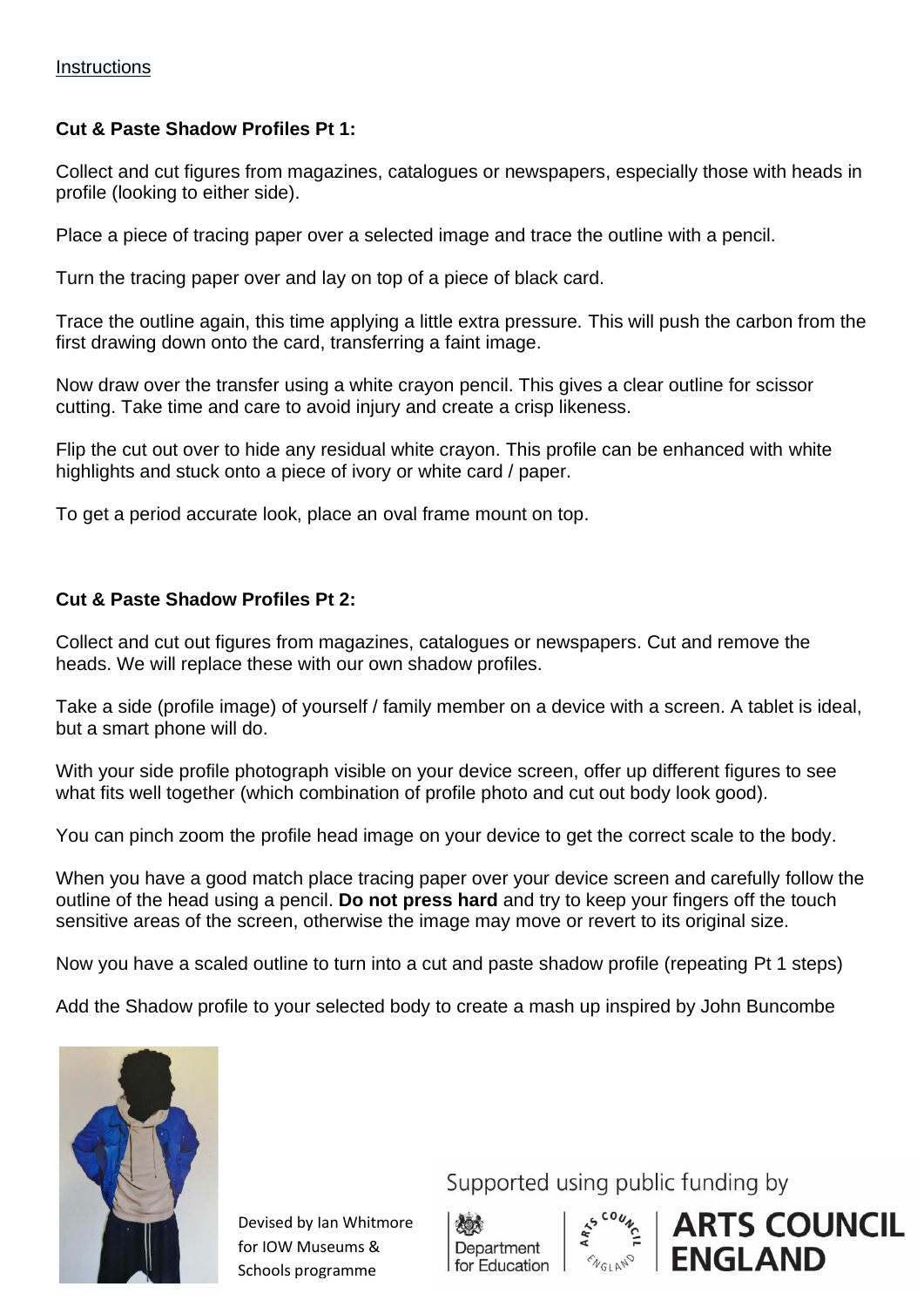Instructions

**Cut & Paste Shadow Profiles Pt 1:**

Collect and cut figures from magazines, catalogues or newspapers, especially those with heads in profile (looking to either side).

Place a piece of tracing paper over a selected image and trace the outline with a pencil.

Turn the tracing paper over and lay on top of a piece of black card.

Trace the outline again, this time applying a little extra pressure. This will push the carbon from the first drawing down onto the card, transferring a faint image.

Now draw over the transfer using a white crayon pencil. This gives a clear outline for scissor cutting. Take time and care to avoid injury and create a crisp likeness.

Flip the cut out over to hide any residual white crayon. This profile can be enhanced with white highlights and stuck onto a piece of ivory or white card / paper.

To get a period accurate look, place an oval frame mount on top.

**Cut & Paste Shadow Profiles Pt 2:**

Collect and cut out figures from magazines, catalogues or newspapers. Cut and remove the heads. We will replace these with our own shadow profiles.

Take a side (profile image) of yourself / family member on a device with a screen. A tablet is ideal, but a smart phone will do.

With your side profile photograph visible on your device screen, offer up different figures to see what fits well together (which combination of profile photo and cut out body look good).

You can pinch zoom the profile head image on your device to get the correct scale to the body.

When you have a good match place tracing paper over your device screen and carefully follow the outline of the head using a pencil. **Do not press hard** and try to keep your fingers off the touch sensitive areas of the screen, otherwise the image may move or revert to its original size.

Now you have a scaled outline to turn into a cut and paste shadow profile (repeating Pt 1 steps)

Add the Shadow profile to your selected body to create a mash up inspired by John Buncombe

Devised by Ian Whitmore for IOW Museums & Schools programme

Supported using public funding by

Department for Education

ARTS COUNCIL ENGLAND